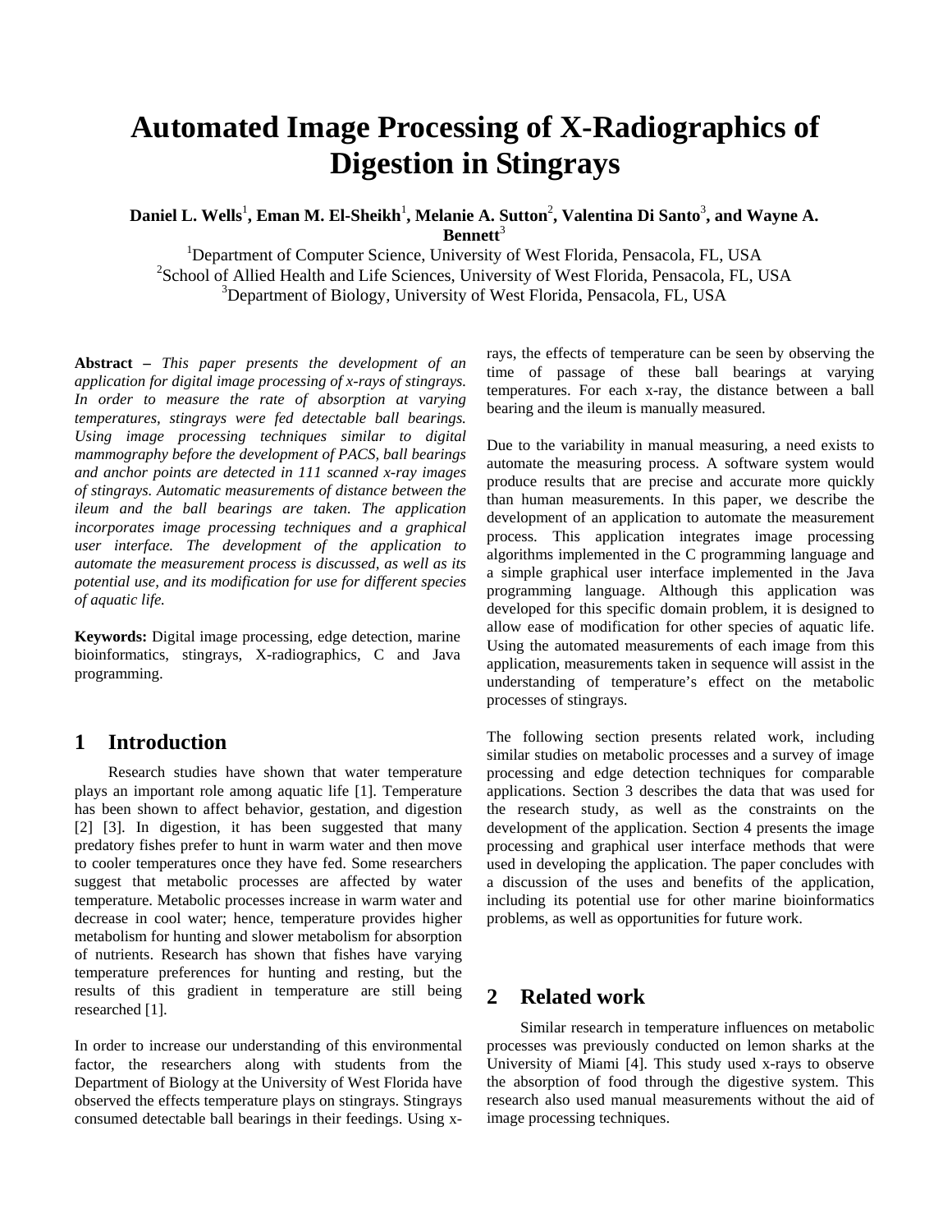# Automated Image Processing of X-Radiographics of Digestion in Stingrays

**Daniel L. Wells[1], Eman M. El-Sheikh[1], Melanie A. Sutton[2], Valentina Di Santo[3], and Wayne A. Bennett[3]**

[1]Department of Computer Science, University of West Florida, Pensacola, FL, USA
[2]School of Allied Health and Life Sciences, University of West Florida, Pensacola, FL, USA
[3]Department of Biology, University of West Florida, Pensacola, FL, USA

**Abstract –** *This paper presents the development of an application for digital image processing of x-rays of stingrays. In order to measure the rate of absorption at varying temperatures, stingrays were fed detectable ball bearings. Using image processing techniques similar to digital mammography before the development of PACS, ball bearings and anchor points are detected in 111 scanned x-ray images of stingrays. Automatic measurements of distance between the ileum and the ball bearings are taken. The application incorporates image processing techniques and a graphical user interface. The development of the application to automate the measurement process is discussed, as well as its potential use, and its modification for use for different species of aquatic life.*

**Keywords:** Digital image processing, edge detection, marine bioinformatics, stingrays, X-radiographics, C and Java programming.

## 1 Introduction

Research studies have shown that water temperature plays an important role among aquatic life [1]. Temperature has been shown to affect behavior, gestation, and digestion [2] [3]. In digestion, it has been suggested that many predatory fishes prefer to hunt in warm water and then move to cooler temperatures once they have fed. Some researchers suggest that metabolic processes are affected by water temperature. Metabolic processes increase in warm water and decrease in cool water; hence, temperature provides higher metabolism for hunting and slower metabolism for absorption of nutrients. Research has shown that fishes have varying temperature preferences for hunting and resting, but the results of this gradient in temperature are still being researched [1].

In order to increase our understanding of this environmental factor, the researchers along with students from the Department of Biology at the University of West Florida have observed the effects temperature plays on stingrays. Stingrays consumed detectable ball bearings in their feedings. Using x-rays, the effects of temperature can be seen by observing the time of passage of these ball bearings at varying temperatures. For each x-ray, the distance between a ball bearing and the ileum is manually measured.

Due to the variability in manual measuring, a need exists to automate the measuring process. A software system would produce results that are precise and accurate more quickly than human measurements. In this paper, we describe the development of an application to automate the measurement process. This application integrates image processing algorithms implemented in the C programming language and a simple graphical user interface implemented in the Java programming language. Although this application was developed for this specific domain problem, it is designed to allow ease of modification for other species of aquatic life. Using the automated measurements of each image from this application, measurements taken in sequence will assist in the understanding of temperature's effect on the metabolic processes of stingrays.

The following section presents related work, including similar studies on metabolic processes and a survey of image processing and edge detection techniques for comparable applications. Section 3 describes the data that was used for the research study, as well as the constraints on the development of the application. Section 4 presents the image processing and graphical user interface methods that were used in developing the application. The paper concludes with a discussion of the uses and benefits of the application, including its potential use for other marine bioinformatics problems, as well as opportunities for future work.

## 2 Related work

Similar research in temperature influences on metabolic processes was previously conducted on lemon sharks at the University of Miami [4]. This study used x-rays to observe the absorption of food through the digestive system. This research also used manual measurements without the aid of image processing techniques.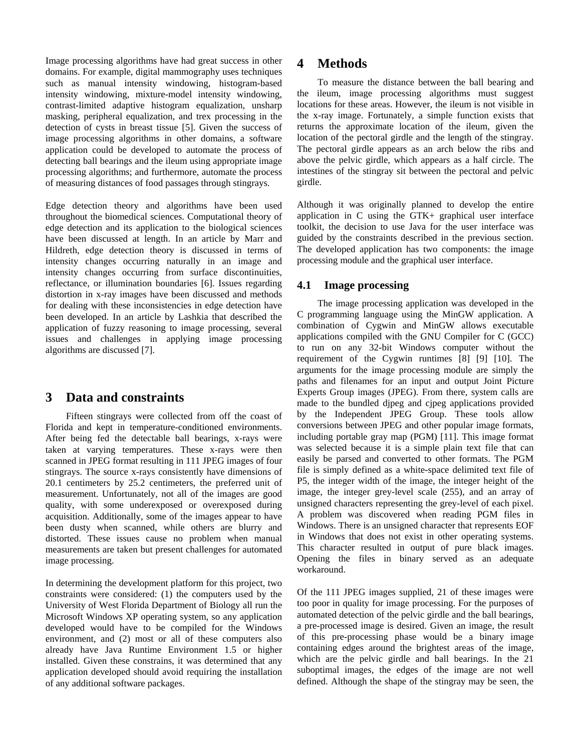Image processing algorithms have had great success in other domains. For example, digital mammography uses techniques such as manual intensity windowing, histogram-based intensity windowing, mixture-model intensity windowing, contrast-limited adaptive histogram equalization, unsharp masking, peripheral equalization, and trex processing in the detection of cysts in breast tissue [5]. Given the success of image processing algorithms in other domains, a software application could be developed to automate the process of detecting ball bearings and the ileum using appropriate image processing algorithms; and furthermore, automate the process of measuring distances of food passages through stingrays.

Edge detection theory and algorithms have been used throughout the biomedical sciences. Computational theory of edge detection and its application to the biological sciences have been discussed at length. In an article by Marr and Hildreth, edge detection theory is discussed in terms of intensity changes occurring naturally in an image and intensity changes occurring from surface discontinuities, reflectance, or illumination boundaries [6]. Issues regarding distortion in x-ray images have been discussed and methods for dealing with these inconsistencies in edge detection have been developed. In an article by Lashkia that described the application of fuzzy reasoning to image processing, several issues and challenges in applying image processing algorithms are discussed [7].

# 3 Data and constraints

Fifteen stingrays were collected from off the coast of Florida and kept in temperature-conditioned environments. After being fed the detectable ball bearings, x-rays were taken at varying temperatures. These x-rays were then scanned in JPEG format resulting in 111 JPEG images of four stingrays. The source x-rays consistently have dimensions of 20.1 centimeters by 25.2 centimeters, the preferred unit of measurement. Unfortunately, not all of the images are good quality, with some underexposed or overexposed during acquisition. Additionally, some of the images appear to have been dusty when scanned, while others are blurry and distorted. These issues cause no problem when manual measurements are taken but present challenges for automated image processing.

In determining the development platform for this project, two constraints were considered: (1) the computers used by the University of West Florida Department of Biology all run the Microsoft Windows XP operating system, so any application developed would have to be compiled for the Windows environment, and (2) most or all of these computers also already have Java Runtime Environment 1.5 or higher installed. Given these constrains, it was determined that any application developed should avoid requiring the installation of any additional software packages.

# 4 Methods

To measure the distance between the ball bearing and the ileum, image processing algorithms must suggest locations for these areas. However, the ileum is not visible in the x-ray image. Fortunately, a simple function exists that returns the approximate location of the ileum, given the location of the pectoral girdle and the length of the stingray. The pectoral girdle appears as an arch below the ribs and above the pelvic girdle, which appears as a half circle. The intestines of the stingray sit between the pectoral and pelvic girdle.

Although it was originally planned to develop the entire application in C using the GTK+ graphical user interface toolkit, the decision to use Java for the user interface was guided by the constraints described in the previous section. The developed application has two components: the image processing module and the graphical user interface.

## 4.1 Image processing

The image processing application was developed in the C programming language using the MinGW application. A combination of Cygwin and MinGW allows executable applications compiled with the GNU Compiler for C (GCC) to run on any 32-bit Windows computer without the requirement of the Cygwin runtimes [8] [9] [10]. The arguments for the image processing module are simply the paths and filenames for an input and output Joint Picture Experts Group images (JPEG). From there, system calls are made to the bundled djpeg and cjpeg applications provided by the Independent JPEG Group. These tools allow conversions between JPEG and other popular image formats, including portable gray map (PGM) [11]. This image format was selected because it is a simple plain text file that can easily be parsed and converted to other formats. The PGM file is simply defined as a white-space delimited text file of P5, the integer width of the image, the integer height of the image, the integer grey-level scale (255), and an array of unsigned characters representing the grey-level of each pixel. A problem was discovered when reading PGM files in Windows. There is an unsigned character that represents EOF in Windows that does not exist in other operating systems. This character resulted in output of pure black images. Opening the files in binary served as an adequate workaround.

Of the 111 JPEG images supplied, 21 of these images were too poor in quality for image processing. For the purposes of automated detection of the pelvic girdle and the ball bearings, a pre-processed image is desired. Given an image, the result of this pre-processing phase would be a binary image containing edges around the brightest areas of the image, which are the pelvic girdle and ball bearings. In the 21 suboptimal images, the edges of the image are not well defined. Although the shape of the stingray may be seen, the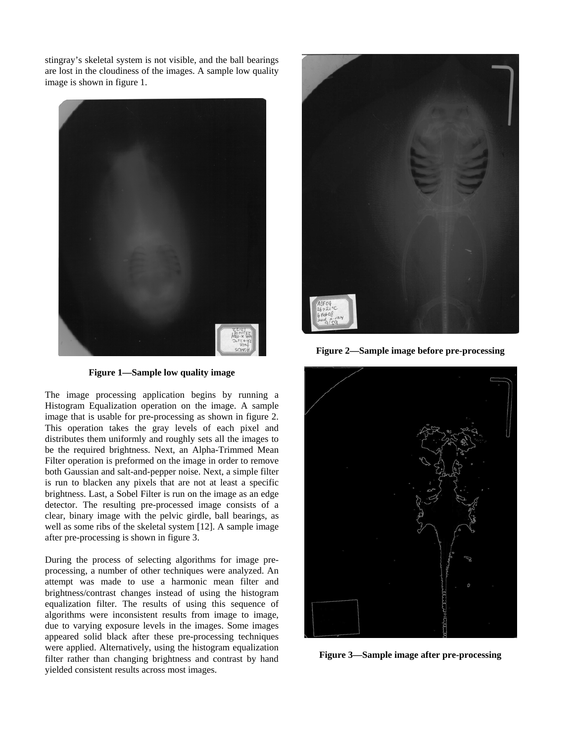stingray's skeletal system is not visible, and the ball bearings are lost in the cloudiness of the images. A sample low quality image is shown in figure 1.

**Figure 1—Sample low quality image**

The image processing application begins by running a Histogram Equalization operation on the image. A sample image that is usable for pre-processing as shown in figure 2. This operation takes the gray levels of each pixel and distributes them uniformly and roughly sets all the images to be the required brightness. Next, an Alpha-Trimmed Mean Filter operation is preformed on the image in order to remove both Gaussian and salt-and-pepper noise. Next, a simple filter is run to blacken any pixels that are not at least a specific brightness. Last, a Sobel Filter is run on the image as an edge detector. The resulting pre-processed image consists of a clear, binary image with the pelvic girdle, ball bearings, as well as some ribs of the skeletal system [12]. A sample image after pre-processing is shown in figure 3.

During the process of selecting algorithms for image pre-processing, a number of other techniques were analyzed. An attempt was made to use a harmonic mean filter and brightness/contrast changes instead of using the histogram equalization filter. The results of using this sequence of algorithms were inconsistent results from image to image, due to varying exposure levels in the images. Some images appeared solid black after these pre-processing techniques were applied. Alternatively, using the histogram equalization filter rather than changing brightness and contrast by hand yielded consistent results across most images.

**Figure 2—Sample image before pre-processing**

**Figure 3—Sample image after pre-processing**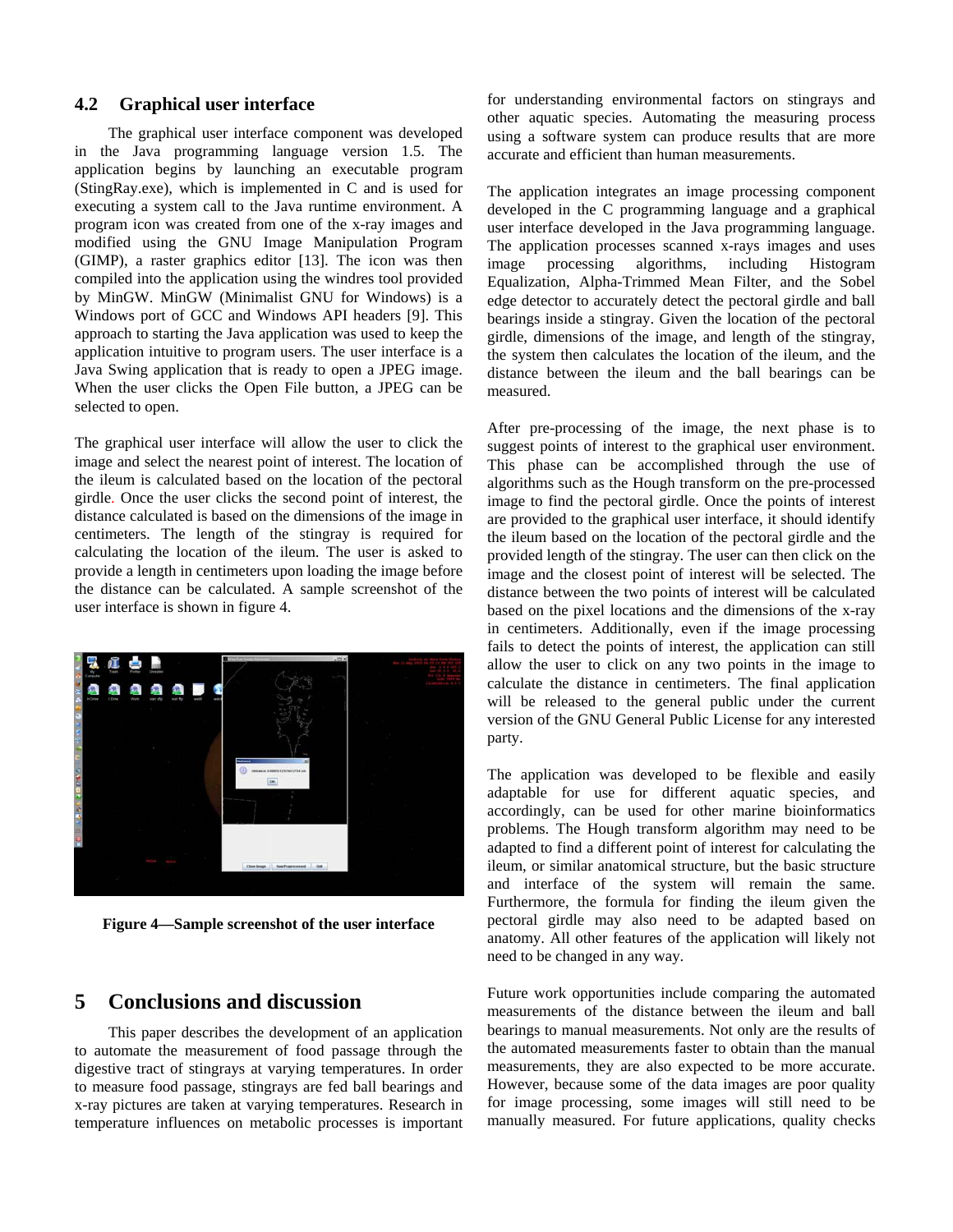### 4.2 Graphical user interface

The graphical user interface component was developed in the Java programming language version 1.5. The application begins by launching an executable program (StingRay.exe), which is implemented in C and is used for executing a system call to the Java runtime environment. A program icon was created from one of the x-ray images and modified using the GNU Image Manipulation Program (GIMP), a raster graphics editor [13]. The icon was then compiled into the application using the windres tool provided by MinGW. MinGW (Minimalist GNU for Windows) is a Windows port of GCC and Windows API headers [9]. This approach to starting the Java application was used to keep the application intuitive to program users. The user interface is a Java Swing application that is ready to open a JPEG image. When the user clicks the Open File button, a JPEG can be selected to open.

The graphical user interface will allow the user to click the image and select the nearest point of interest. The location of the ileum is calculated based on the location of the pectoral girdle. Once the user clicks the second point of interest, the distance calculated is based on the dimensions of the image in centimeters. The length of the stingray is required for calculating the location of the ileum. The user is asked to provide a length in centimeters upon loading the image before the distance can be calculated. A sample screenshot of the user interface is shown in figure 4.

**Figure 4—Sample screenshot of the user interface**

## 5 Conclusions and discussion

This paper describes the development of an application to automate the measurement of food passage through the digestive tract of stingrays at varying temperatures. In order to measure food passage, stingrays are fed ball bearings and x-ray pictures are taken at varying temperatures. Research in temperature influences on metabolic processes is important for understanding environmental factors on stingrays and other aquatic species. Automating the measuring process using a software system can produce results that are more accurate and efficient than human measurements.

The application integrates an image processing component developed in the C programming language and a graphical user interface developed in the Java programming language. The application processes scanned x-rays images and uses image processing algorithms, including Histogram Equalization, Alpha-Trimmed Mean Filter, and the Sobel edge detector to accurately detect the pectoral girdle and ball bearings inside a stingray. Given the location of the pectoral girdle, dimensions of the image, and length of the stingray, the system then calculates the location of the ileum, and the distance between the ileum and the ball bearings can be measured.

After pre-processing of the image, the next phase is to suggest points of interest to the graphical user environment. This phase can be accomplished through the use of algorithms such as the Hough transform on the pre-processed image to find the pectoral girdle. Once the points of interest are provided to the graphical user interface, it should identify the ileum based on the location of the pectoral girdle and the provided length of the stingray. The user can then click on the image and the closest point of interest will be selected. The distance between the two points of interest will be calculated based on the pixel locations and the dimensions of the x-ray in centimeters. Additionally, even if the image processing fails to detect the points of interest, the application can still allow the user to click on any two points in the image to calculate the distance in centimeters. The final application will be released to the general public under the current version of the GNU General Public License for any interested party.

The application was developed to be flexible and easily adaptable for use for different aquatic species, and accordingly, can be used for other marine bioinformatics problems. The Hough transform algorithm may need to be adapted to find a different point of interest for calculating the ileum, or similar anatomical structure, but the basic structure and interface of the system will remain the same. Furthermore, the formula for finding the ileum given the pectoral girdle may also need to be adapted based on anatomy. All other features of the application will likely not need to be changed in any way.

Future work opportunities include comparing the automated measurements of the distance between the ileum and ball bearings to manual measurements. Not only are the results of the automated measurements faster to obtain than the manual measurements, they are also expected to be more accurate. However, because some of the data images are poor quality for image processing, some images will still need to be manually measured. For future applications, quality checks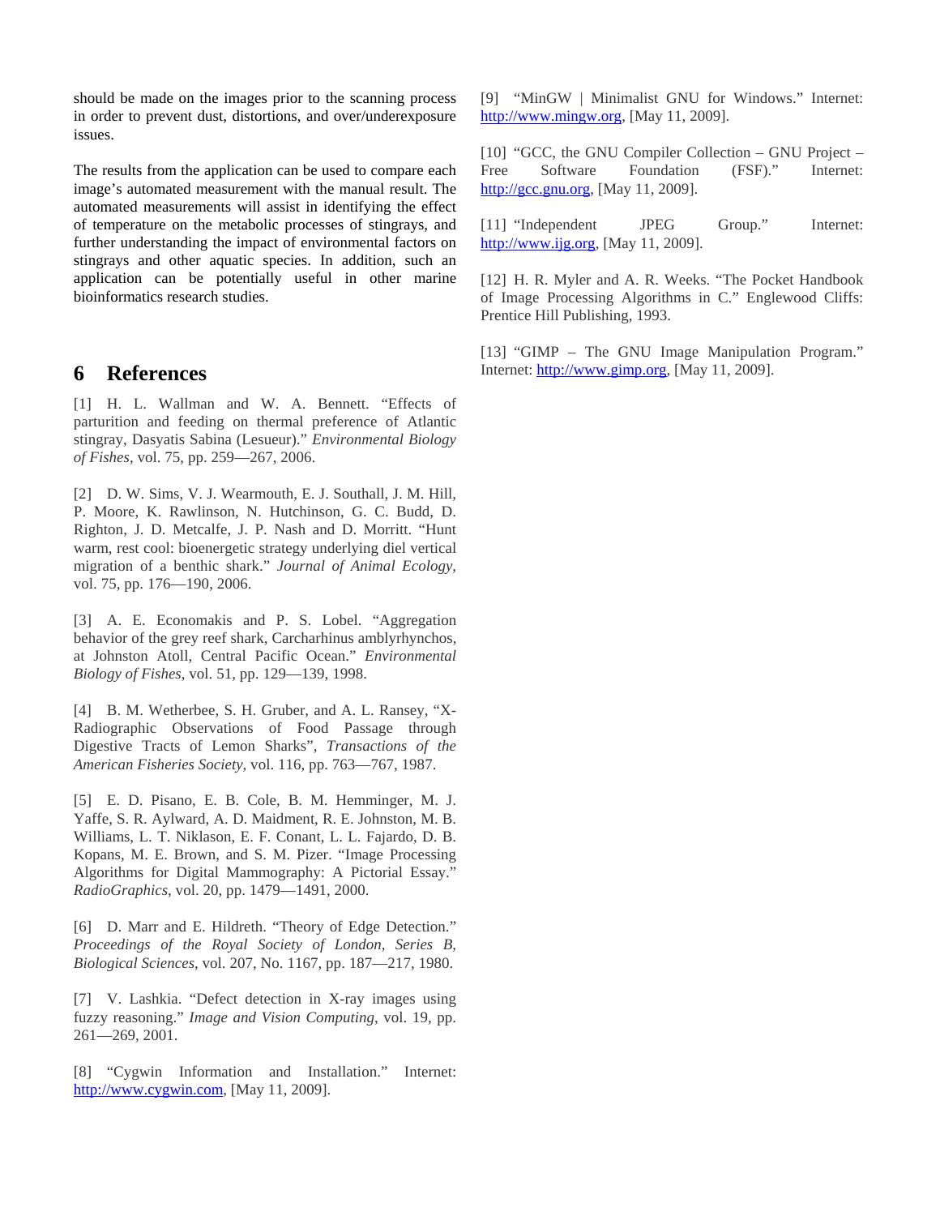should be made on the images prior to the scanning process in order to prevent dust, distortions, and over/underexposure issues.

The results from the application can be used to compare each image's automated measurement with the manual result. The automated measurements will assist in identifying the effect of temperature on the metabolic processes of stingrays, and further understanding the impact of environmental factors on stingrays and other aquatic species. In addition, such an application can be potentially useful in other marine bioinformatics research studies.

## 6 References

[1] H. L. Wallman and W. A. Bennett. "Effects of parturition and feeding on thermal preference of Atlantic stingray, Dasyatis Sabina (Lesueur)." *Environmental Biology of Fishes*, vol. 75, pp. 259—267, 2006.

[2] D. W. Sims, V. J. Wearmouth, E. J. Southall, J. M. Hill, P. Moore, K. Rawlinson, N. Hutchinson, G. C. Budd, D. Righton, J. D. Metcalfe, J. P. Nash and D. Morritt. "Hunt warm, rest cool: bioenergetic strategy underlying diel vertical migration of a benthic shark." *Journal of Animal Ecology*, vol. 75, pp. 176—190, 2006.

[3] A. E. Economakis and P. S. Lobel. "Aggregation behavior of the grey reef shark, Carcharhinus amblyrhynchos, at Johnston Atoll, Central Pacific Ocean." *Environmental Biology of Fishes*, vol. 51, pp. 129—139, 1998.

[4] B. M. Wetherbee, S. H. Gruber, and A. L. Ransey, "X-Radiographic Observations of Food Passage through Digestive Tracts of Lemon Sharks", *Transactions of the American Fisheries Society*, vol. 116, pp. 763—767, 1987.

[5] E. D. Pisano, E. B. Cole, B. M. Hemminger, M. J. Yaffe, S. R. Aylward, A. D. Maidment, R. E. Johnston, M. B. Williams, L. T. Niklason, E. F. Conant, L. L. Fajardo, D. B. Kopans, M. E. Brown, and S. M. Pizer. "Image Processing Algorithms for Digital Mammography: A Pictorial Essay." *RadioGraphics*, vol. 20, pp. 1479—1491, 2000.

[6] D. Marr and E. Hildreth. "Theory of Edge Detection." *Proceedings of the Royal Society of London, Series B, Biological Sciences*, vol. 207, No. 1167, pp. 187—217, 1980.

[7] V. Lashkia. "Defect detection in X-ray images using fuzzy reasoning." *Image and Vision Computing*, vol. 19, pp. 261—269, 2001.

[8] "Cygwin Information and Installation." Internet: http://www.cygwin.com, [May 11, 2009].

[9] "MinGW | Minimalist GNU for Windows." Internet: http://www.mingw.org, [May 11, 2009].

[10] "GCC, the GNU Compiler Collection – GNU Project – Free Software Foundation (FSF)." Internet: http://gcc.gnu.org, [May 11, 2009].

[11] "Independent JPEG Group." Internet: http://www.ijg.org, [May 11, 2009].

[12] H. R. Myler and A. R. Weeks. "The Pocket Handbook of Image Processing Algorithms in C." Englewood Cliffs: Prentice Hill Publishing, 1993.

[13] "GIMP – The GNU Image Manipulation Program." Internet: http://www.gimp.org, [May 11, 2009].